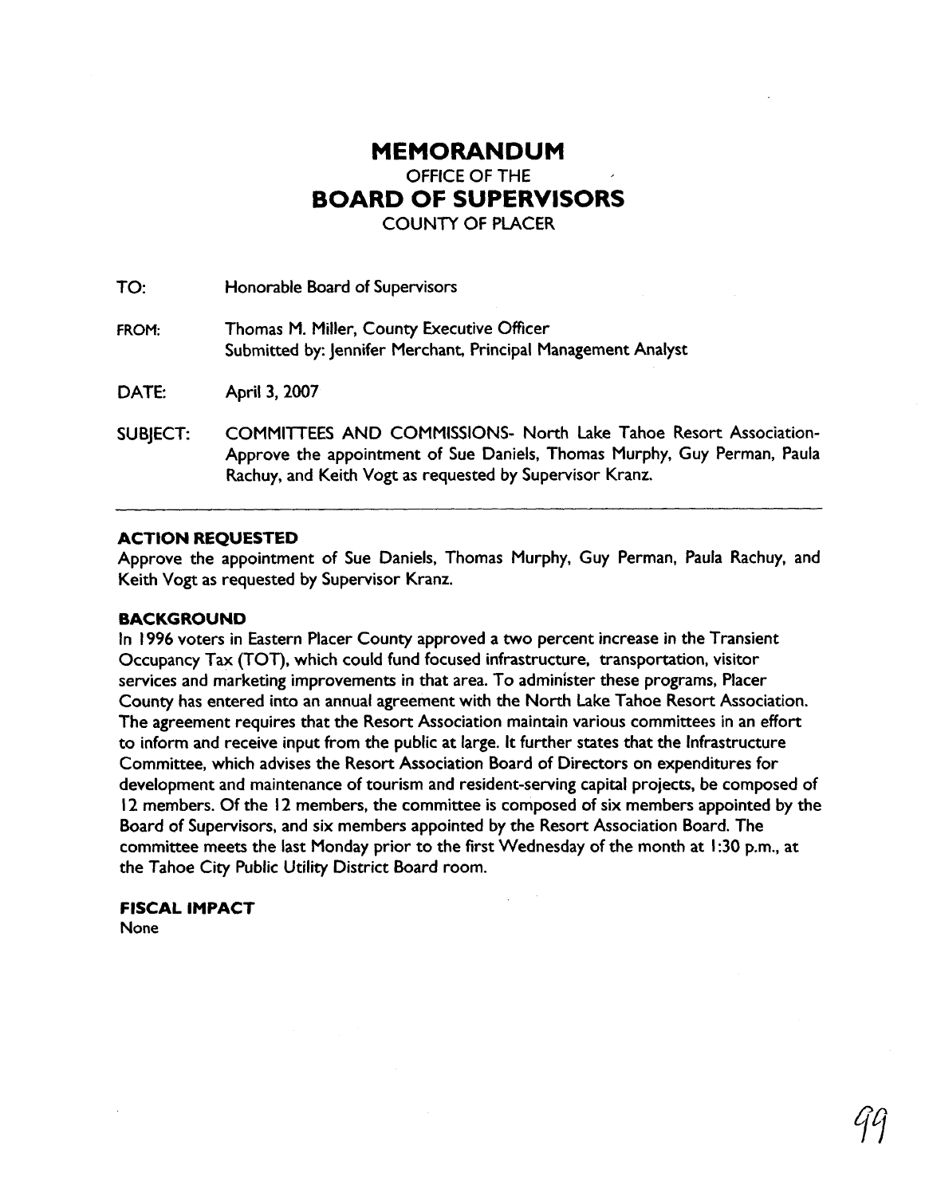# MEMORANDUM

## OFFICE OF THE

# BOARD OF SUPERVISORS

## COUNTY OF PLACER

TO: Honorable Board of Supervisors

FROM: Thomas M. Miller, County Executive Officer
Submitted by: Jennifer Merchant, Principal Management Analyst

DATE: April 3, 2007

SUBJECT: COMMITTEES AND COMMISSIONS- North Lake Tahoe Resort Association- Approve the appointment of Sue Daniels, Thomas Murphy, Guy Perman, Paula Rachuy, and Keith Vogt as requested by Supervisor Kranz.

---

**ACTION REQUESTED**

Approve the appointment of Sue Daniels, Thomas Murphy, Guy Perman, Paula Rachuy, and Keith Vogt as requested by Supervisor Kranz.

**BACKGROUND**

In 1996 voters in Eastern Placer County approved a two percent increase in the Transient Occupancy Tax (TOT), which could fund focused infrastructure, transportation, visitor services and marketing improvements in that area. To administer these programs, Placer County has entered into an annual agreement with the North Lake Tahoe Resort Association. The agreement requires that the Resort Association maintain various committees in an effort to inform and receive input from the public at large. It further states that the Infrastructure Committee, which advises the Resort Association Board of Directors on expenditures for development and maintenance of tourism and resident-serving capital projects, be composed of 12 members. Of the 12 members, the committee is composed of six members appointed by the Board of Supervisors, and six members appointed by the Resort Association Board. The committee meets the last Monday prior to the first Wednesday of the month at 1:30 p.m., at the Tahoe City Public Utility District Board room.

**FISCAL IMPACT**

None